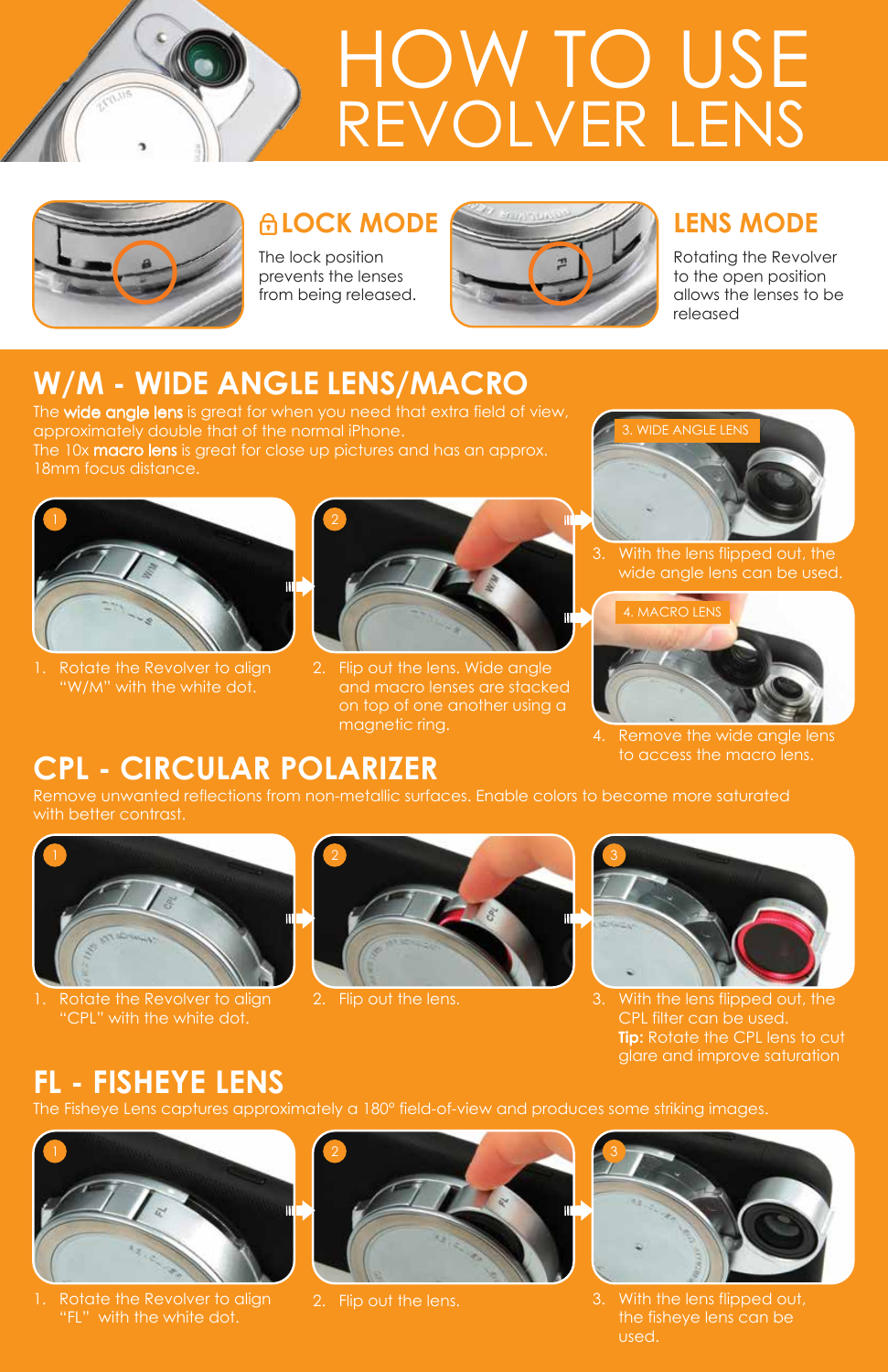# HOW TO USE REVOLVER LENS

## LOCK MODE

The lock position prevents the lenses from being released.

## LENS MODE

Rotating the Revolver to the open position allows the lenses to be released

## W/M - WIDE ANGLE LENS/MACRO

The **wide angle lens** is great for when you need that extra field of view, approximately double that of the normal iPhone.
The 10x **macro lens** is great for close up pictures and has an approx. 18mm focus distance.

1. Rotate the Revolver to align "W/M" with the white dot.
2. Flip out the lens. Wide angle and macro lenses are stacked on top of one another using a magnetic ring.
3. WIDE ANGLE LENS — With the lens flipped out, the wide angle lens can be used.
4. MACRO LENS — Remove the wide angle lens to access the macro lens.

## CPL - CIRCULAR POLARIZER

Remove unwanted reflections from non-metallic surfaces. Enable colors to become more saturated with better contrast.

1. Rotate the Revolver to align "CPL" with the white dot.
2. Flip out the lens.
3. With the lens flipped out, the CPL filter can be used.
   **Tip:** Rotate the CPL lens to cut glare and improve saturation

## FL - FISHEYE LENS

The Fisheye Lens captures approximately a 180° field-of-view and produces some striking images.

1. Rotate the Revolver to align "FL" with the white dot.
2. Flip out the lens.
3. With the lens flipped out, the fisheye lens can be used.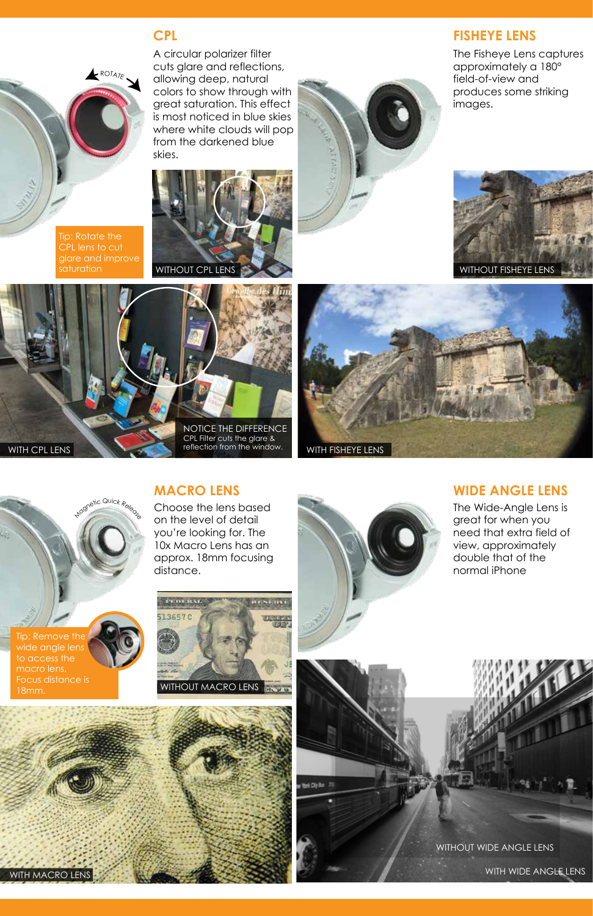## CPL

A circular polarizer filter cuts glare and reflections, allowing deep, natural colors to show through with great saturation. This effect is most noticed in blue skies where white clouds will pop from the darkened blue skies.

ROTATE

Tip: Rotate the CPL lens to cut glare and improve saturation

WITHOUT CPL LENS

WITH CPL LENS

NOTICE THE DIFFERENCE
CPL Filter cuts the glare & reflection from the window.

## FISHEYE LENS

The Fisheye Lens captures approximately a 180° field-of-view and produces some striking images.

WITHOUT FISHEYE LENS

WITH FISHEYE LENS

## MACRO LENS

Choose the lens based on the level of detail you're looking for. The 10x Macro Lens has an approx. 18mm focusing distance.

Magnetic Quick Release

Tip: Remove the wide angle lens to access the macro lens. Focus distance is 18mm.

WITHOUT MACRO LENS

WITH MACRO LENS

## WIDE ANGLE LENS

The Wide-Angle Lens is great for when you need that extra field of view, approximately double that of the normal iPhone

WITHOUT WIDE ANGLE LENS

WITH WIDE ANGLE LENS